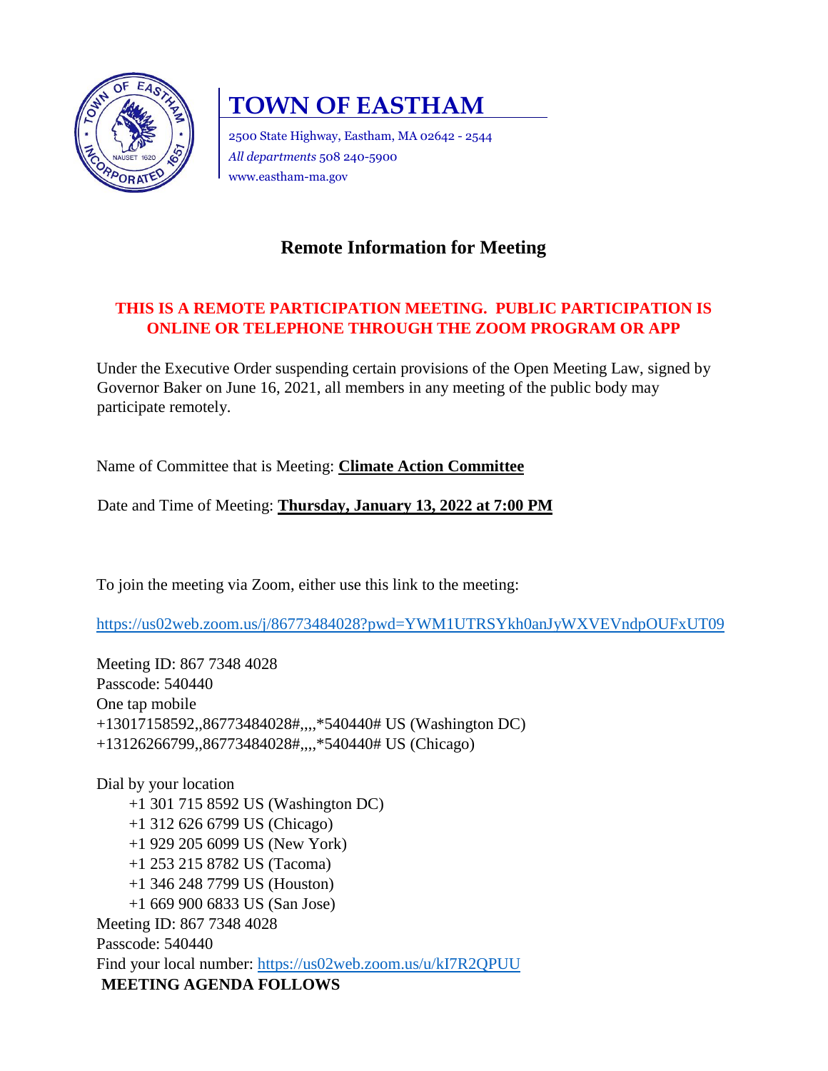# TOWN OF EASTHAM

2500 State Highway, Eastham, MA 02642 - 2544
*All departments* 508 240-5900
www.eastham-ma.gov

## Remote Information for Meeting

**THIS IS A REMOTE PARTICIPATION MEETING. PUBLIC PARTICIPATION IS ONLINE OR TELEPHONE THROUGH THE ZOOM PROGRAM OR APP**

Under the Executive Order suspending certain provisions of the Open Meeting Law, signed by Governor Baker on June 16, 2021, all members in any meeting of the public body may participate remotely.

Name of Committee that is Meeting: **Climate Action Committee**

Date and Time of Meeting: **Thursday, January 13, 2022 at 7:00 PM**

To join the meeting via Zoom, either use this link to the meeting:

https://us02web.zoom.us/j/86773484028?pwd=YWM1UTRSYkh0anJyWXVEVndpOUFxUT09

Meeting ID: 867 7348 4028
Passcode: 540440
One tap mobile
+13017158592,,86773484028#,,,,*540440# US (Washington DC)
+13126266799,,86773484028#,,,,*540440# US (Chicago)

Dial by your location
+1 301 715 8592 US (Washington DC)
+1 312 626 6799 US (Chicago)
+1 929 205 6099 US (New York)
+1 253 215 8782 US (Tacoma)
+1 346 248 7799 US (Houston)
+1 669 900 6833 US (San Jose)
Meeting ID: 867 7348 4028
Passcode: 540440
Find your local number: https://us02web.zoom.us/u/kI7R2QPUU

**MEETING AGENDA FOLLOWS**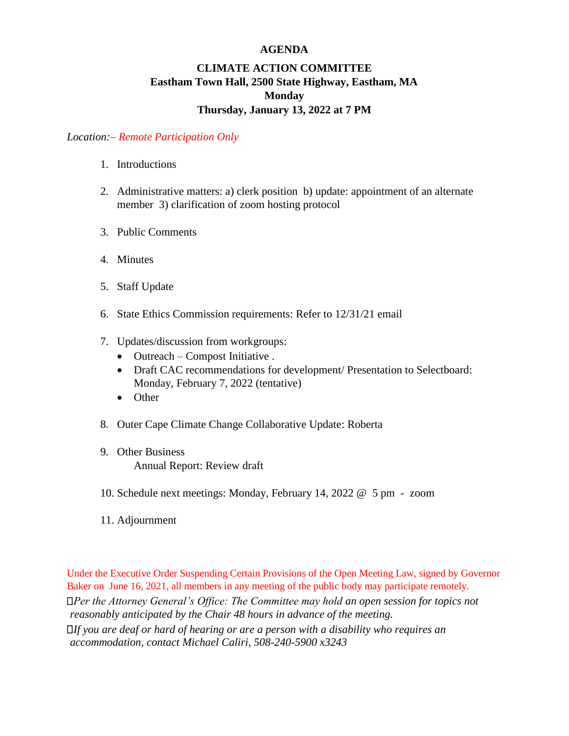**AGENDA**

**CLIMATE ACTION COMMITTEE**
**Eastham Town Hall, 2500 State Highway, Eastham, MA**
**Monday**
**Thursday, January 13, 2022 at 7 PM**

*Location:– Remote Participation Only*

1. Introductions

2. Administrative matters: a) clerk position b) update: appointment of an alternate member 3) clarification of zoom hosting protocol

3. Public Comments

4. Minutes

5. Staff Update

6. State Ethics Commission requirements: Refer to 12/31/21 email

7. Updates/discussion from workgroups:
   - Outreach – Compost Initiative .
   - Draft CAC recommendations for development/ Presentation to Selectboard: Monday, February 7, 2022 (tentative)
   - Other

8. Outer Cape Climate Change Collaborative Update: Roberta

9. Other Business
   Annual Report: Review draft

10. Schedule next meetings: Monday, February 14, 2022 @ 5 pm - zoom

11. Adjournment

Under the Executive Order Suspending Certain Provisions of the Open Meeting Law, signed by Governor Baker on June 16, 2021, all members in any meeting of the public body may participate remotely.

*Per the Attorney General's Office: The Committee may hold an open session for topics not reasonably anticipated by the Chair 48 hours in advance of the meeting.*

*If you are deaf or hard of hearing or are a person with a disability who requires an accommodation, contact Michael Caliri, 508-240-5900 x3243*